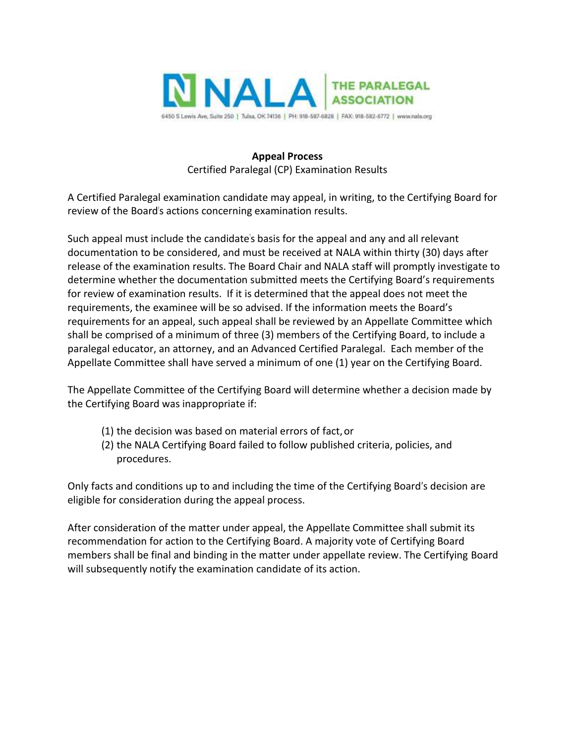NALA | THE PARALEGAL ASSOCIATION

6450 S Lewis Ave, Suite 250 | Tulsa, OK 74136 | PH: 918-587-6828 | FAX: 918-582-6772 | www.nala.org

## Appeal Process

Certified Paralegal (CP) Examination Results

A Certified Paralegal examination candidate may appeal, in writing, to the Certifying Board for review of the Board's actions concerning examination results.

Such appeal must include the candidate's basis for the appeal and any and all relevant documentation to be considered, and must be received at NALA within thirty (30) days after release of the examination results. The Board Chair and NALA staff will promptly investigate to determine whether the documentation submitted meets the Certifying Board's requirements for review of examination results. If it is determined that the appeal does not meet the requirements, the examinee will be so advised. If the information meets the Board's requirements for an appeal, such appeal shall be reviewed by an Appellate Committee which shall be comprised of a minimum of three (3) members of the Certifying Board, to include a paralegal educator, an attorney, and an Advanced Certified Paralegal. Each member of the Appellate Committee shall have served a minimum of one (1) year on the Certifying Board.

The Appellate Committee of the Certifying Board will determine whether a decision made by the Certifying Board was inappropriate if:

(1) the decision was based on material errors of fact, or
(2) the NALA Certifying Board failed to follow published criteria, policies, and procedures.

Only facts and conditions up to and including the time of the Certifying Board's decision are eligible for consideration during the appeal process.

After consideration of the matter under appeal, the Appellate Committee shall submit its recommendation for action to the Certifying Board. A majority vote of Certifying Board members shall be final and binding in the matter under appellate review. The Certifying Board will subsequently notify the examination candidate of its action.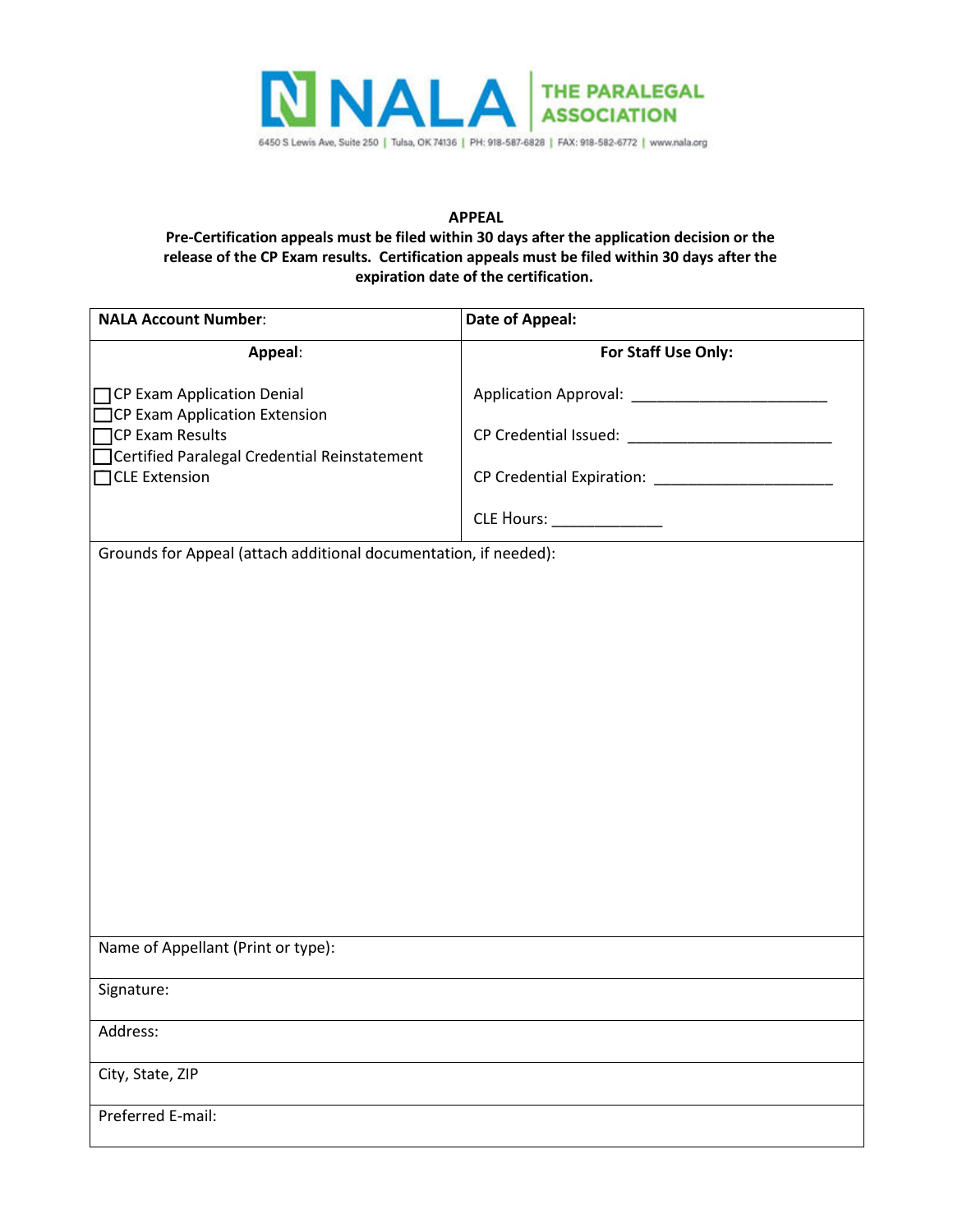NALA THE PARALEGAL ASSOCIATION

6450 S Lewis Ave, Suite 250 | Tulsa, OK 74136 | PH: 918-587-6828 | FAX: 918-582-6772 | www.nala.org

**APPEAL**

**Pre-Certification appeals must be filed within 30 days after the application decision or the release of the CP Exam results. Certification appeals must be filed within 30 days after the expiration date of the certification.**

| **NALA Account Number**: | **Date of Appeal:** |
|---|---|
| **Appeal**: | **For Staff Use Only:** |
| ☐ CP Exam Application Denial<br>☐ CP Exam Application Extension<br>☐ CP Exam Results<br>☐ Certified Paralegal Credential Reinstatement<br>☐ CLE Extension | Application Approval: \_\_\_\_\_\_\_\_\_\_\_\_\_\_\_\_\_\_\_\_\_\_<br>CP Credential Issued: \_\_\_\_\_\_\_\_\_\_\_\_\_\_\_\_\_\_\_\_\_\_<br>CP Credential Expiration: \_\_\_\_\_\_\_\_\_\_\_\_\_\_\_\_\_\_\_\_<br>CLE Hours: \_\_\_\_\_\_\_\_\_\_\_\_ |

Grounds for Appeal (attach additional documentation, if needed):

Name of Appellant (Print or type):

Signature:

Address:

City, State, ZIP

Preferred E-mail: